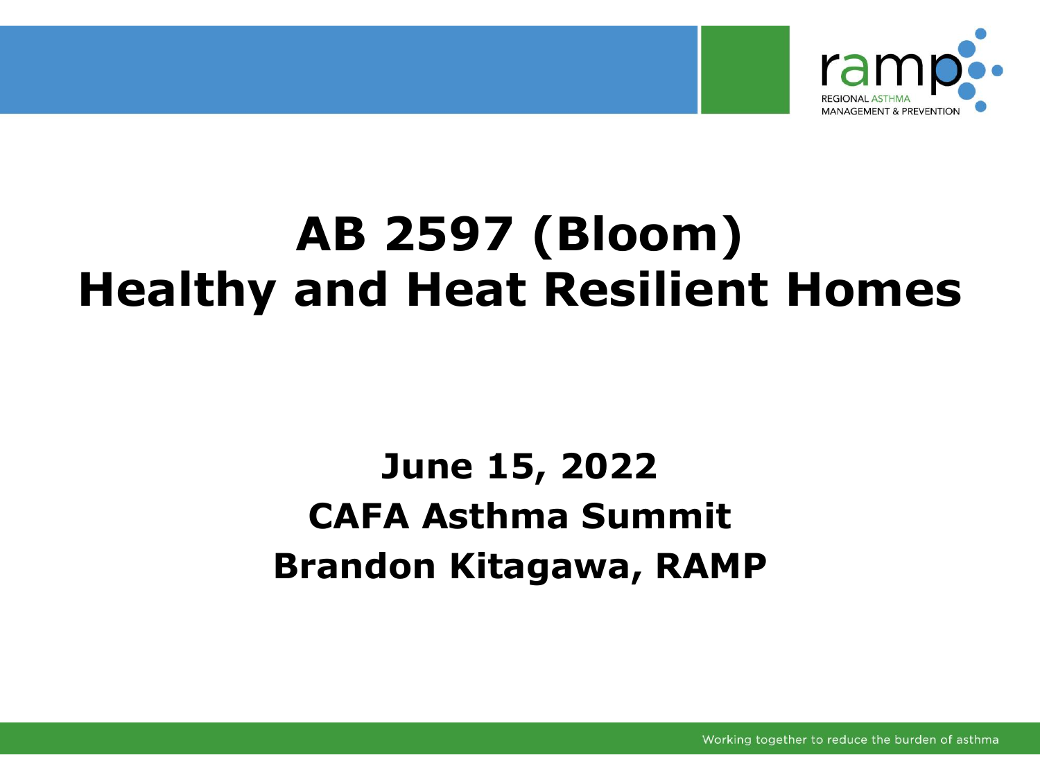ramp
REGIONAL ASTHMA MANAGEMENT & PREVENTION

# AB 2597 (Bloom) Healthy and Heat Resilient Homes

**June 15, 2022**
**CAFA Asthma Summit**
**Brandon Kitagawa, RAMP**

Working together to reduce the burden of asthma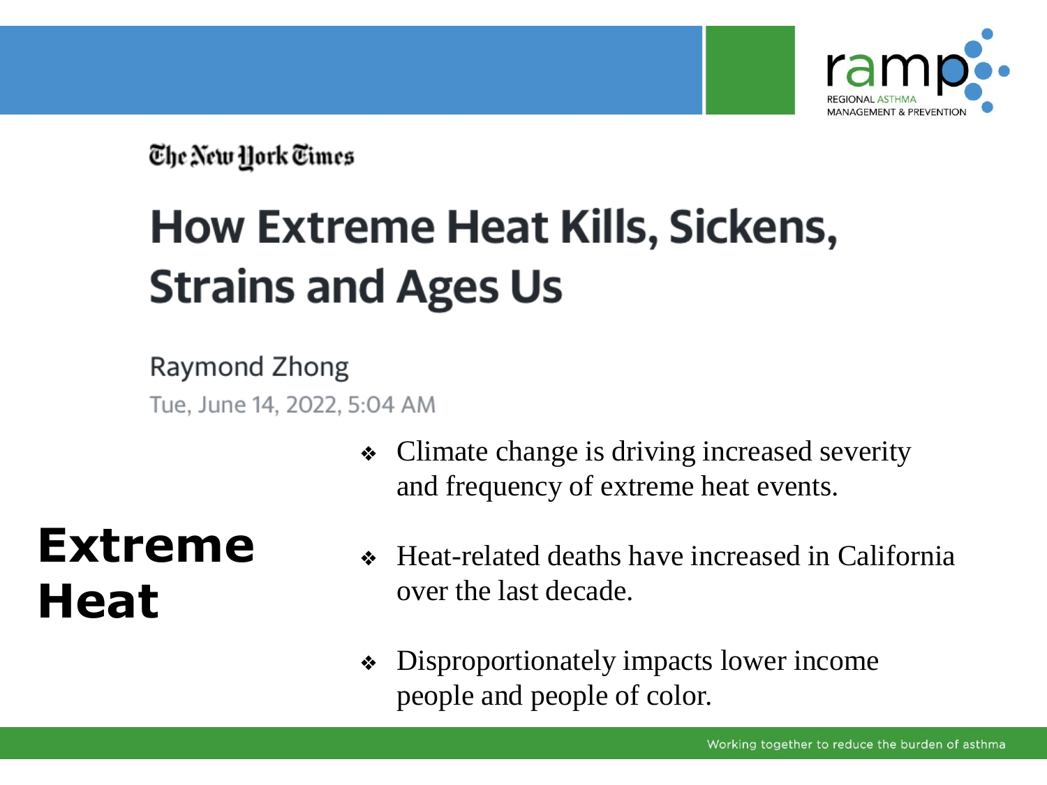The New York Times

## How Extreme Heat Kills, Sickens, Strains and Ages Us

Raymond Zhong

Tue, June 14, 2022, 5:04 AM

# Extreme Heat

- Climate change is driving increased severity and frequency of extreme heat events.
- Heat-related deaths have increased in California over the last decade.
- Disproportionately impacts lower income people and people of color.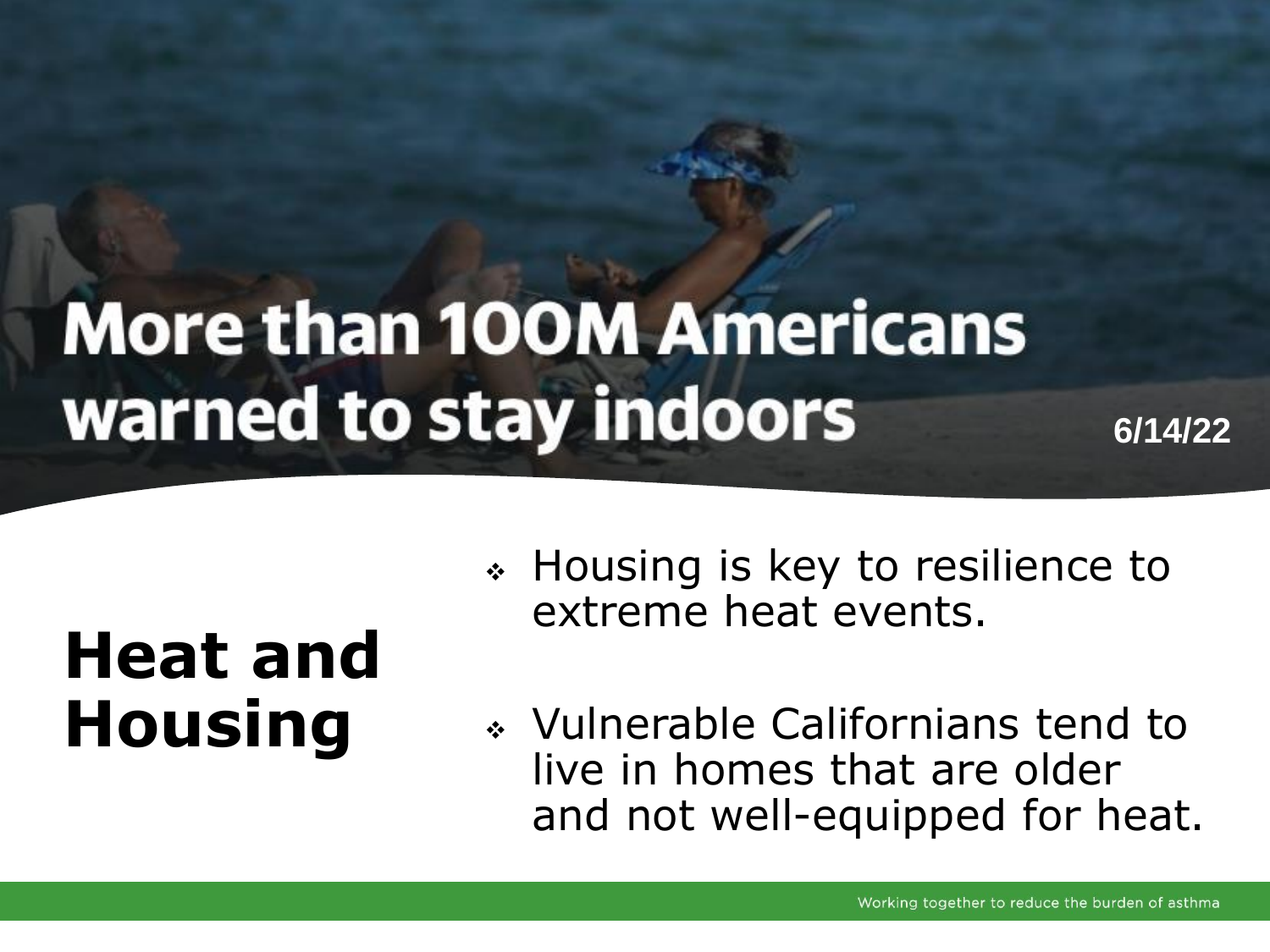# More than 100M Americans warned to stay indoors

6/14/22

## Heat and Housing

- Housing is key to resilience to extreme heat events.
- Vulnerable Californians tend to live in homes that are older and not well-equipped for heat.

Working together to reduce the burden of asthma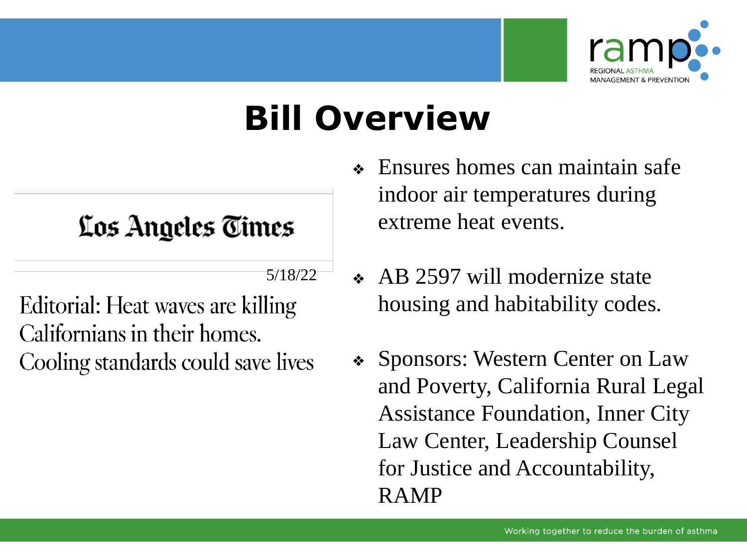# Bill Overview

Los Angeles Times

5/18/22

Editorial: Heat waves are killing Californians in their homes. Cooling standards could save lives

- Ensures homes can maintain safe indoor air temperatures during extreme heat events.
- AB 2597 will modernize state housing and habitability codes.
- Sponsors: Western Center on Law and Poverty, California Rural Legal Assistance Foundation, Inner City Law Center, Leadership Counsel for Justice and Accountability, RAMP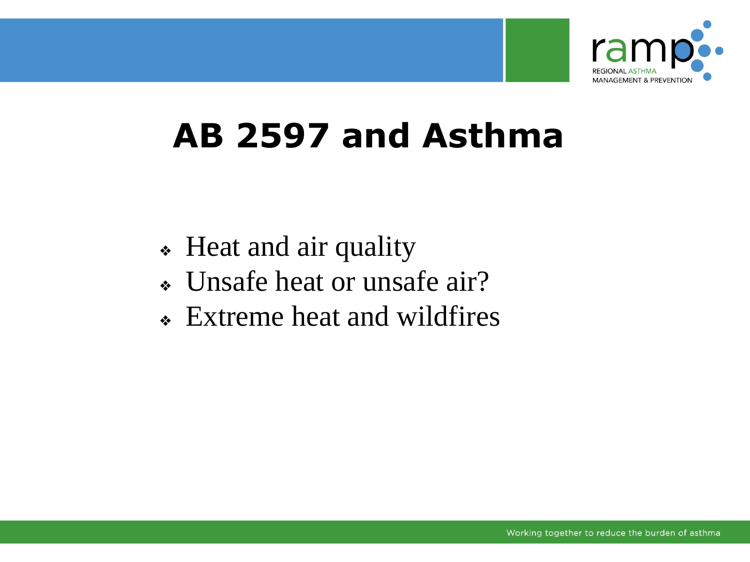# AB 2597 and Asthma

- Heat and air quality
- Unsafe heat or unsafe air?
- Extreme heat and wildfires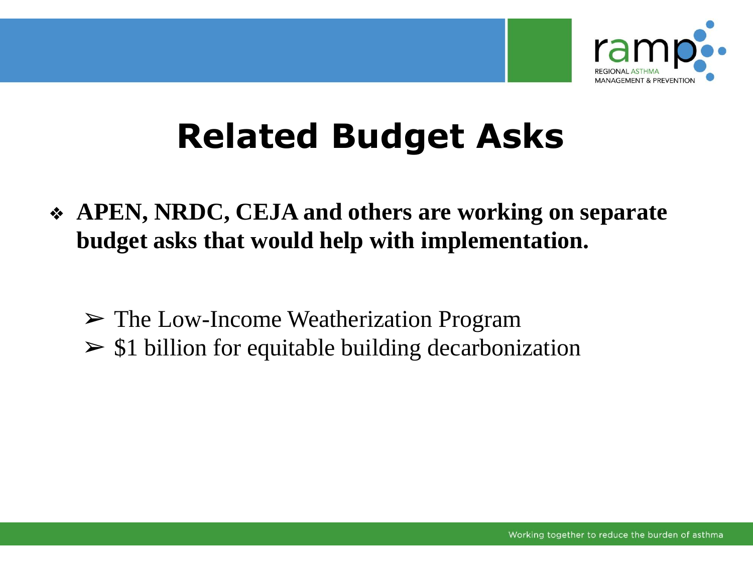# Related Budget Asks

- **APEN, NRDC, CEJA and others are working on separate budget asks that would help with implementation.**
  - The Low-Income Weatherization Program
  - $1 billion for equitable building decarbonization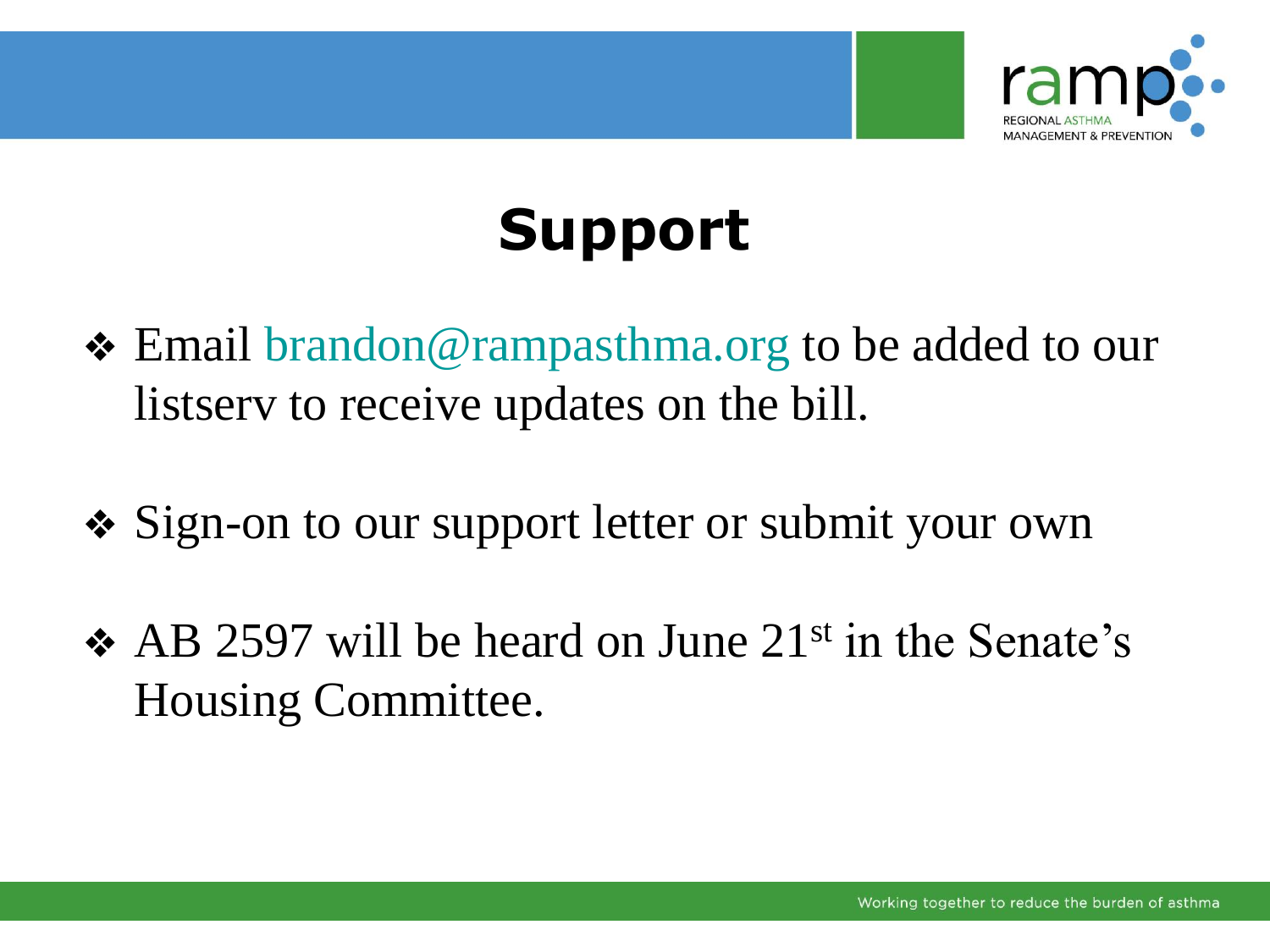# Support

- Email brandon@rampasthma.org to be added to our listserv to receive updates on the bill.
- Sign-on to our support letter or submit your own
- AB 2597 will be heard on June 21st in the Senate's Housing Committee.